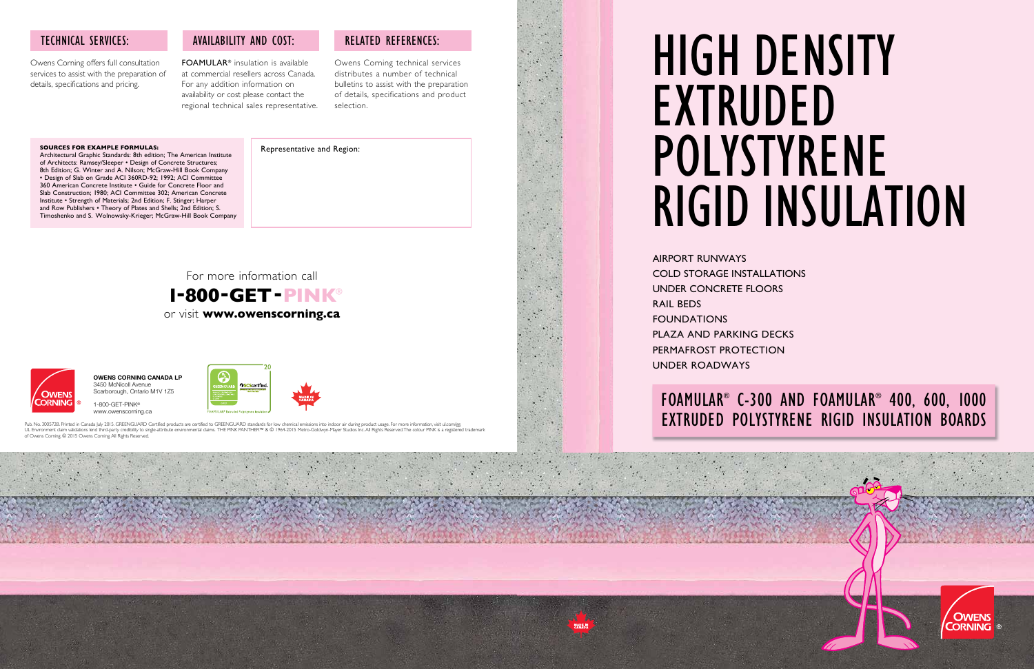# HIGH DENSITY EXTRUDED POLYSTYRENE RIGID INSULATION

AIRPORT RUNWAYS
COLD STORAGE INSTALLATIONS
UNDER CONCRETE FLOORS
RAIL BEDS
FOUNDATIONS
PLAZA AND PARKING DECKS
PERMAFROST PROTECTION
UNDER ROADWAYS

## FOAMULAR® C-300 AND FOAMULAR® 400, 600, 1000 EXTRUDED POLYSTYRENE RIGID INSULATION BOARDS

### TECHNICAL SERVICES:

Owens Corning offers full consultation services to assist with the preparation of details, specifications and pricing.

### AVAILABILITY AND COST:

**FOAMULAR®** insulation is available at commercial resellers across Canada. For any addition information on availability or cost please contact the regional technical sales representative.

### RELATED REFERENCES:

Owens Corning technical services distributes a number of technical bulletins to assist with the preparation of details, specifications and product selection.

**SOURCES FOR EXAMPLE FORMULAS:**
Architectural Graphic Standards: 8th edition; The American Institute of Architects: Ramsey/Sleeper • Design of Concrete Structures; 8th Edition; G. Winter and A. Nilson; McGraw-Hill Book Company • Design of Slab on Grade ACI 360RD-92; 1992; ACI Committee 360 American Concrete Institute • Guide for Concrete Floor and Slab Construction; 1980; ACI Committee 302; American Concrete Institute • Strength of Materials; 2nd Edition; F. Stinger; Harper and Row Publishers • Theory of Plates and Shells; 2nd Edition; S. Timoshenko and S. Wolnowsky-Krieger; McGraw-Hill Book Company

Representative and Region:

For more information call
**1-800-GET-PINK®**
or visit **www.owenscorning.ca**

**OWENS CORNING CANADA LP**
3450 McNicoll Avenue
Scarborough, Ontario M1V 1Z5

1-800-GET-PINK®
www.owenscorning.ca

MADE IN CANADA

Pub. No. 300572B. Printed in Canada July 2015. GREENGUARD Certified products are certified to GREENGUARD standards for low chemical emissions into indoor air during product usage. For more information, visit ul.com/gg. UL Environment claim validations lend third-party credibility to single-attribute environmental claims. THE PINK PANTHER™ & © 1964-2015 Metro-Goldwyn-Mayer Studios Inc. All Rights Reserved. The colour PINK is a registered trademark of Owens Corning. © 2015 Owens Corning. All Rights Reserved.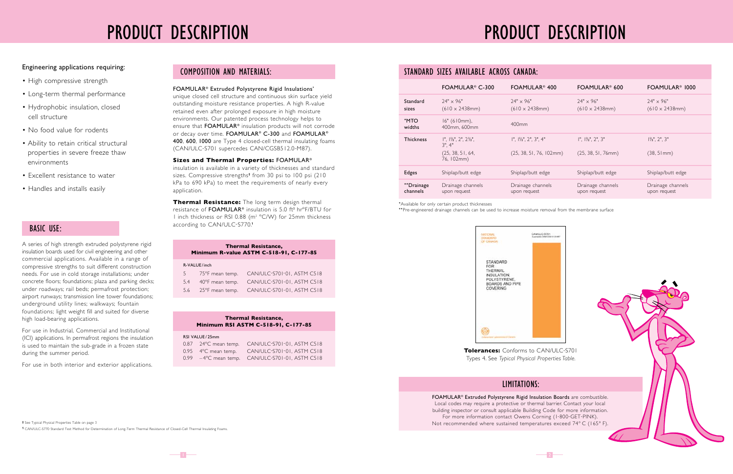# PRODUCT DESCRIPTION

Engineering applications requiring:

- High compressive strength
- Long-term thermal performance
- Hydrophobic insulation, closed cell structure
- No food value for rodents
- Ability to retain critical structural properties in severe freeze thaw environments
- Excellent resistance to water
- Handles and installs easily

## BASIC USE:

A series of high strength extruded polystyrene rigid insulation boards used for civil engineering and other commercial applications. Available in a range of compressive strengths to suit different construction needs. For use in cold storage installations; under concrete floors; foundations; plaza and parking decks; under roadways; rail beds; permafrost protection; airport runways; transmission line tower foundations; underground utility lines; walkways; fountain foundations; light weight fill and suited for diverse high load-bearing applications.

For use in Industrial, Commercial and Institutional (ICI) applications. In permafrost regions the insulation is used to maintain the sub-grade in a frozen state during the summer period.

For use in both interior and exterior applications.

## COMPOSITION AND MATERIALS:

FOAMULAR® Extruded Polystyrene Rigid Insulations' unique closed cell structure and continuous skin surface yield outstanding moisture resistance properties. A high R-value retained even after prolonged exposure in high moisture environments. Our patented process technology helps to ensure that **FOAMULAR®** insulation products will not corrode or decay over time. **FOAMULAR® C-300** and **FOAMULAR® 400**, **600**, **1000** are Type 4 closed-cell thermal insulating foams (CAN/ULC-S701 supercedes CAN/CGSB512.0-M87).

**Sizes and Thermal Properties:** FOAMULAR® insulation is available in a variety of thicknesses and standard sizes. Compressive strengths† from 30 psi to 100 psi (210 kPa to 690 kPa) to meet the requirements of nearly every application.

**Thermal Resistance:** The long term design thermal resistance of **FOAMULAR®** insulation is 5.0 ft² hr°F/BTU for 1 inch thickness or RSI 0.88 (m² °C/W) for 25mm thickness according to CAN/ULC-S770.¶

**Thermal Resistance, Minimum R-value ASTM C-518-91, C-177-85**

| R-VALUE/inch | | |
|---|---|---|
| 5 | 75°F mean temp. | CAN/ULC-S701-01, ASTM C518 |
| 5.4 | 40°F mean temp. | CAN/ULC-S701-01, ASTM C518 |
| 5.6 | 25°F mean temp. | CAN/ULC-S701-01, ASTM C518 |

**Thermal Resistance, Minimum RSI ASTM C-518-91, C-177-85**

| RSI VALUE/25mm | | |
|---|---|---|
| 0.87 | 24°C mean temp. | CAN/ULC-S701-01, ASTM C518 |
| 0.95 | 4°C mean temp. | CAN/ULC-S701-01, ASTM C518 |
| 0.99 | –4°C mean temp. | CAN/ULC-S701-01, ASTM C518 |

† See Typical Physical Properties Table on page 3

¶ CAN/ULC-S770 Standard Test Method for Determination of Long-Term Thermal Resistance of Closed-Cell Thermal Insulating Foams.

# PRODUCT DESCRIPTION

## STANDARD SIZES AVAILABLE ACROSS CANADA:

| | FOAMULAR® C-300 | FOAMULAR® 400 | FOAMULAR® 600 | FOAMULAR® 1000 |
|---|---|---|---|---|
| Standard sizes | 24" × 96" (610 × 2438mm) | 24" × 96" (610 × 2438mm) | 24" × 96" (610 × 2438mm) | 24" × 96" (610 × 2438mm) |
| *MTO widths | 16" (610mm), 400mm, 600mm | 400mm | | |
| Thickness | 1", 1½", 2", 2½", 3", 4" (25, 38, 51, 64, 76, 102mm) | 1", 1½", 2", 3", 4" (25, 38, 51, 76, 102mm) | 1", 1½", 2", 3" (25, 38, 51, 76mm) | 1½", 2", 3" (38, 51mm) |
| Edges | Shiplap/butt edge | Shiplap/butt edge | Shiplap/butt edge | Shiplap/butt edge |
| **Drainage channels | Drainage channels upon request | Drainage channels upon request | Drainage channels upon request | Drainage channels upon request |

*Available for only certain product thicknesses

**Pre-engineered drainage channels can be used to increase moisture removal from the membrane surface

**Tolerances:** Conforms to CAN/ULC-S701 Types 4. See *Typical Physical Properties Table.*

## LIMITATIONS:

FOAMULAR® Extruded Polystyrene Rigid Insulation Boards are combustible. Local codes may require a protective or thermal barrier. Contact your local building inspector or consult applicable Building Code for more information. For more information contact Owens Corning (1-800-GET-PINK). Not recommended where sustained temperatures exceed 74° C (165° F).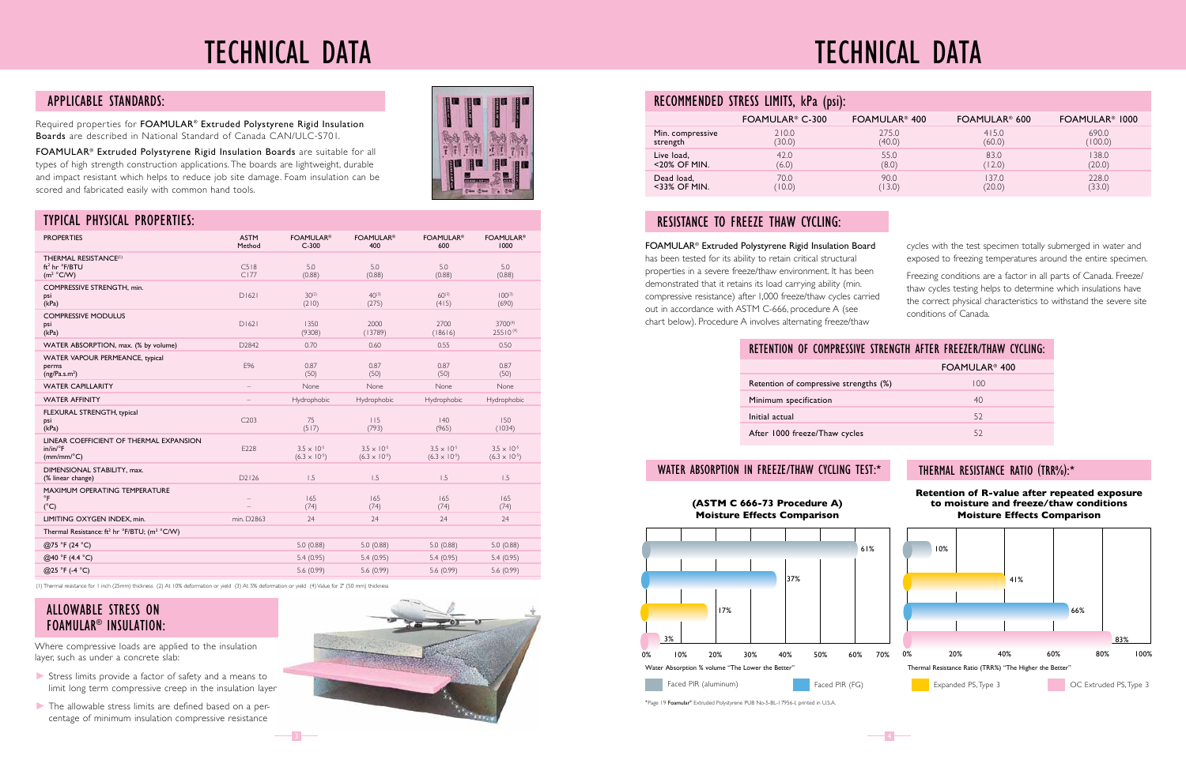# TECHNICAL DATA

## APPLICABLE STANDARDS:

Required properties for **FOAMULAR® Extruded Polystyrene Rigid Insulation Boards** are described in National Standard of Canada CAN/ULC-S701.

**FOAMULAR® Extruded Polystyrene Rigid Insulation Boards** are suitable for all types of high strength construction applications. The boards are lightweight, durable and impact resistant which helps to reduce job site damage. Foam insulation can be scored and fabricated easily with common hand tools.

## TYPICAL PHYSICAL PROPERTIES:

| PROPERTIES | ASTM Method | FOAMULAR® C-300 | FOAMULAR® 400 | FOAMULAR® 600 | FOAMULAR® 1000 |
|---|---|---|---|---|---|
| THERMAL RESISTANCE[1] ft² hr °F/BTU (m² °C/W) | C518 C177 | 5.0 (0.88) | 5.0 (0.88) | 5.0 (0.88) | 5.0 (0.88) |
| COMPRESSIVE STRENGTH, min. psi (kPa) | D1621 | 30[2] (210) | 40[3] (275) | 60[3] (415) | 100[3] (690) |
| COMPRESSIVE MODULUS psi (kPa) | D1621 | 1350 (9308) | 2000 (13789) | 2700 (18616) | 3700[4] 25510[4] |
| WATER ABSORPTION, max. (% by volume) | D2842 | 0.70 | 0.60 | 0.55 | 0.50 |
| WATER VAPOUR PERMEANCE, typical perms (ng/Pa.s.m²) | E96 | 0.87 (50) | 0.87 (50) | 0.87 (50) | 0.87 (50) |
| WATER CAPILLARITY | – | None | None | None | None |
| WATER AFFINITY | – | Hydrophobic | Hydrophobic | Hydrophobic | Hydrophobic |
| FLEXURAL STRENGTH, typical psi (kPa) | C203 | 75 (517) | 115 (793) | 140 (965) | 150 (1034) |
| LINEAR COEFFICIENT OF THERMAL EXPANSION in/in/°F (mm/mm/°C) | E228 | $3.5 \times 10^{-5}$ ($6.3 \times 10^{-5}$) | $3.5 \times 10^{-5}$ ($6.3 \times 10^{-5}$) | $3.5 \times 10^{-5}$ ($6.3 \times 10^{-5}$) | $3.5 \times 10^{-5}$ ($6.3 \times 10^{-5}$) |
| DIMENSIONAL STABILITY, max. (% linear change) | D2126 | 1.5 | 1.5 | 1.5 | 1.5 |
| MAXIMUM OPERATING TEMPERATURE °F (°C) | – | 165 (74) | 165 (74) | 165 (74) | 165 (74) |
| LIMITING OXYGEN INDEX, min. | min. D2863 | 24 | 24 | 24 | 24 |
| Thermal Resistance: ft² hr °F/BTU; (m² °C/W) | | | | | |
| @75 °F (24 °C) | | 5.0 (0.88) | 5.0 (0.88) | 5.0 (0.88) | 5.0 (0.88) |
| @40 °F (4.4 °C) | | 5.4 (0.95) | 5.4 (0.95) | 5.4 (0.95) | 5.4 (0.95) |
| @25 °F (-4 °C) | | 5.6 (0.99) | 5.6 (0.99) | 5.6 (0.99) | 5.6 (0.99) |

(1) Thermal resistance for 1 inch (25mm) thickness (2) At 10% deformation or yield (3) At 5% deformation or yield (4) Value for 2" (50 mm) thickness

## ALLOWABLE STRESS ON FOAMULAR® INSULATION:

Where compressive loads are applied to the insulation layer, such as under a concrete slab:

- Stress limits provide a factor of safety and a means to limit long term compressive creep in the insulation layer
- The allowable stress limits are defined based on a percentage of minimum insulation compressive resistance

# TECHNICAL DATA

## RECOMMENDED STRESS LIMITS, kPa (psi):

| | FOAMULAR® C-300 | FOAMULAR® 400 | FOAMULAR® 600 | FOAMULAR® 1000 |
|---|---|---|---|---|
| Min. compressive strength | 210.0 (30.0) | 275.0 (40.0) | 415.0 (60.0) | 690.0 (100.0) |
| Live load, <20% OF MIN. | 42.0 (6.0) | 55.0 (8.0) | 83.0 (12.0) | 138.0 (20.0) |
| Dead load, <33% OF MIN. | 70.0 (10.0) | 90.0 (13.0) | 137.0 (20.0) | 228.0 (33.0) |

## RESISTANCE TO FREEZE THAW CYCLING:

**FOAMULAR® Extruded Polystyrene Rigid Insulation Board** has been tested for its ability to retain critical structural properties in a severe freeze/thaw environment. It has been demonstrated that it retains its load carrying ability (min. compressive resistance) after 1,000 freeze/thaw cycles carried out in accordance with ASTM C-666, procedure A (see chart below). Procedure A involves alternating freeze/thaw cycles with the test specimen totally submerged in water and exposed to freezing temperatures around the entire specimen.

Freezing conditions are a factor in all parts of Canada. Freeze/thaw cycles testing helps to determine which insulations have the correct physical characteristics to withstand the severe site conditions of Canada.

## RETENTION OF COMPRESSIVE STRENGTH AFTER FREEZER/THAW CYCLING:

| | FOAMULAR® 400 |
|---|---|
| Retention of compressive strengths (%) | 100 |
| Minimum specification | 40 |
| Initial actual | 52 |
| After 1000 freeze/Thaw cycles | 52 |

## WATER ABSORPTION IN FREEZE/THAW CYCLING TEST:*

**(ASTM C 666-73 Procedure A) Moisture Effects Comparison**

| Material | Water Absorption % volume |
|---|---|
| Faced PIR (aluminum) | 61% |
| Faced PIR (FG) | 37% |
| Expanded PS, Type 3 | 17% |
| OC Extruded PS, Type 3 | 3% |

Water Absorption % volume "The Lower the Better"

## THERMAL RESISTANCE RATIO (TRR%):*

**Retention of R-value after repeated exposure to moisture and freeze/thaw conditions Moisture Effects Comparison**

| Material | Thermal Resistance Ratio (TRR%) |
|---|---|
| Faced PIR (aluminum) | 10% |
| Expanded PS, Type 3 | 41% |
| Faced PIR (FG) | 66% |
| OC Extruded PS, Type 3 | 83% |

Thermal Resistance Ratio (TRR%) "The Higher the Better"

Legend: Faced PIR (aluminum), Faced PIR (FG), Expanded PS, Type 3, OC Extruded PS, Type 3

*Page 19 **Foamular®** Extruded Polystyrene PUB No-5-BL-17956-I, printed in U.S.A.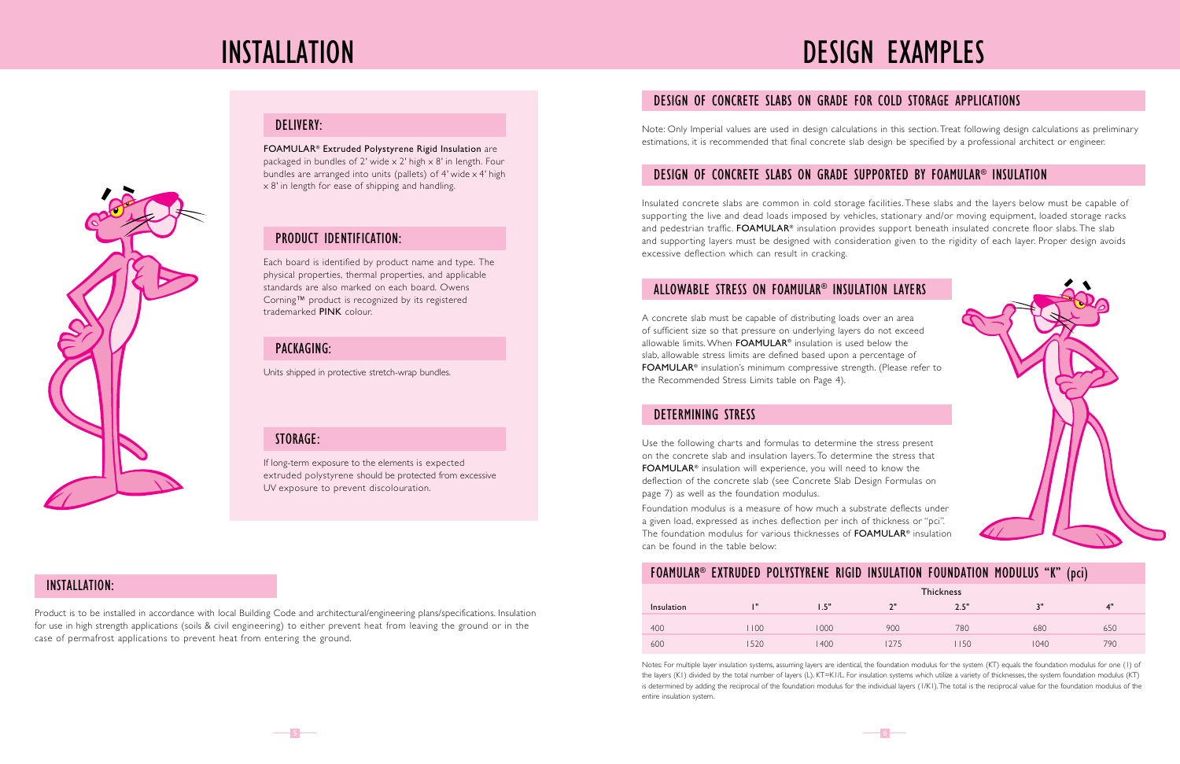# INSTALLATION

## DELIVERY:

**FOAMULAR® Extruded Polystyrene Rigid Insulation** are packaged in bundles of 2' wide x 2' high x 8' in length. Four bundles are arranged into units (pallets) of 4' wide x 4' high x 8' in length for ease of shipping and handling.

## PRODUCT IDENTIFICATION:

Each board is identified by product name and type. The physical properties, thermal properties, and applicable standards are also marked on each board. Owens Corning™ product is recognized by its registered trademarked **PINK** colour.

## PACKAGING:

Units shipped in protective stretch-wrap bundles.

## STORAGE:

If long-term exposure to the elements is expected extruded polystyrene should be protected from excessive UV exposure to prevent discolouration.

## INSTALLATION:

Product is to be installed in accordance with local Building Code and architectural/engineering plans/specifications. Insulation for use in high strength applications (soils & civil engineering) to either prevent heat from leaving the ground or in the case of permafrost applications to prevent heat from entering the ground.

# DESIGN EXAMPLES

## DESIGN OF CONCRETE SLABS ON GRADE FOR COLD STORAGE APPLICATIONS

Note: Only Imperial values are used in design calculations in this section. Treat following design calculations as preliminary estimations, it is recommended that final concrete slab design be specified by a professional architect or engineer.

## DESIGN OF CONCRETE SLABS ON GRADE SUPPORTED BY FOAMULAR® INSULATION

Insulated concrete slabs are common in cold storage facilities. These slabs and the layers below must be capable of supporting the live and dead loads imposed by vehicles, stationary and/or moving equipment, loaded storage racks and pedestrian traffic. **FOAMULAR®** insulation provides support beneath insulated concrete floor slabs. The slab and supporting layers must be designed with consideration given to the rigidity of each layer. Proper design avoids excessive deflection which can result in cracking.

## ALLOWABLE STRESS ON FOAMULAR® INSULATION LAYERS

A concrete slab must be capable of distributing loads over an area of sufficient size so that pressure on underlying layers do not exceed allowable limits. When **FOAMULAR®** insulation is used below the slab, allowable stress limits are defined based upon a percentage of **FOAMULAR®** insulation's minimum compressive strength. (Please refer to the Recommended Stress Limits table on Page 4).

## DETERMINING STRESS

Use the following charts and formulas to determine the stress present on the concrete slab and insulation layers. To determine the stress that **FOAMULAR®** insulation will experience, you will need to know the deflection of the concrete slab (see Concrete Slab Design Formulas on page 7) as well as the foundation modulus.

Foundation modulus is a measure of how much a substrate deflects under a given load, expressed as inches deflection per inch of thickness or "pci". The foundation modulus for various thicknesses of **FOAMULAR®** insulation can be found in the table below:

## FOAMULAR® EXTRUDED POLYSTYRENE RIGID INSULATION FOUNDATION MODULUS "K" (pci)

| | Thickness | | | | | |
|---|---|---|---|---|---|---|
| Insulation | 1" | 1.5" | 2" | 2.5" | 3" | 4" |
| 400 | 1100 | 1000 | 900 | 780 | 680 | 650 |
| 600 | 1520 | 1400 | 1275 | 1150 | 1040 | 790 |

Notes: For multiple layer insulation systems, assuming layers are identical, the foundation modulus for the system (KT) equals the foundation modulus for one (1) of the layers (K1) divided by the total number of layers (L). KT=K1/L. For insulation systems which utilize a variety of thicknesses, the system foundation modulus (KT) is determined by adding the reciprocal of the foundation modulus for the individual layers (1/K1). The total is the reciprocal value for the foundation modulus of the entire insulation system.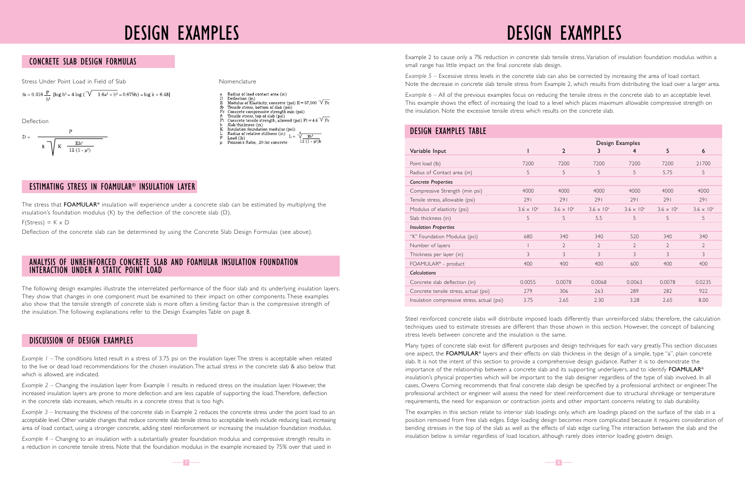# DESIGN EXAMPLES

## CONCRETE SLAB DESIGN FORMULAS

Stress Under Point Load in Field of Slab

$$f_b = 0.316\,\frac{P}{h^2}\,[\log h^3 - 4\log(\sqrt{1.6a^2 + h^2} - 0.675h) - \log k + 6.48]$$

Deflection

$$D = \frac{P}{8\sqrt{K\,\frac{Eh^3}{12(1-\mu^2)}}}$$

Nomenclature

- a Radius of load contact area (in)
- D Deflection (in)
- E Modulus of Elasticity, concrete (psi) $E \approx 57{,}000\sqrt{F_c}$
- fb Tensile stress, bottom of slab (psi)
- Fc Concrete compressive strength min (psi)
- ft Tensile stress, top of slab (psi)
- Ft Concrete tensile strength, allowed (psi) $F_t \approx 4.6\sqrt{F_c}$
- h Slab thickness (in)
- K Insulation foundation modulus (pci)
- L Radius of relative stiffness (in) $L = \sqrt[4]{\frac{Eh^3}{12(1-\mu^2)k}}$
- P Load (lb)
- μ Poisson's Ratio, .20 for concrete

## ESTIMATING STRESS IN FOAMULAR® INSULATION LAYER

The stress that **FOAMULAR®** insulation will experience under a concrete slab can be estimated by multiplying the insulation's foundation modulus (K) by the deflection of the concrete slab (D).

F(Stress) = K x D

Deflection of the concrete slab can be determined by using the Concrete Slab Design Formulas (see above).

## ANALYSIS OF UNREINFORCED CONCRETE SLAB AND FOAMULAR INSULATION FOUNDATION INTERACTION UNDER A STATIC POINT LOAD

The following design examples illustrate the interrelated performance of the floor slab and its underlying insulation layers. They show that changes in one component must be examined to their impact on other components. These examples also show that the tensile strength of concrete slab is more often a limiting factor than is the compressive strength of the insulation. The following explanations refer to the Design Examples Table on page 8.

## DISCUSSION OF DESIGN EXAMPLES

*Example 1* – The conditions listed result in a stress of 3.75 psi on the insulation layer. The stress is acceptable when related to the live or dead load recommendations for the chosen insulation. The actual stress in the concrete slab & also below that which is allowed, are indicated.

*Example 2* – Changing the insulation layer from Example 1 results in reduced stress on the insulation layer. However, the increased insulation layers are prone to more defection and are less capable of supporting the load. Therefore, deflection in the concrete slab increases, which results in a concrete stress that is too high.

*Example 3* – Increasing the thickness of the concrete slab in Example 2 reduces the concrete stress under the point load to an acceptable level. Other variable changes that reduce concrete slab tensile stress to acceptable levels include reducing load, increasing area of load contact, using a stronger concrete, adding steel reinforcement or increasing the insulation foundation modulus.

*Example 4* – Changing to an insulation with a substantially greater foundation modulus and compressive strength results in a reduction in concrete tensile stress. Note that the foundation modulus in the example increased by 75% over that used in Example 2 to cause only a 7% reduction in concrete slab tensile stress. Variation of insulation foundation modulus within a small range has little impact on the final concrete slab design.

*Example 5* – Excessive stress levels in the concrete slab can also be corrected by increasing the area of load contact. Note the decrease in concrete slab tensile stress from Example 2, which results from distributing the load over a larger area.

*Example 6* – All of the previous examples focus on reducing the tensile stress in the concrete slab to an acceptable level. This example shows the effect of increasing the load to a level which places maximum allowable compressive strength on the insulation. Note the excessive tensile stress which results on the concrete slab.

## DESIGN EXAMPLES TABLE

| | Design Examples | | | | | |
|---|---|---|---|---|---|---|
| Variable Input | 1 | 2 | 3 | 4 | 5 | 6 |
| Point load (lb) | 7200 | 7200 | 7200 | 7200 | 7200 | 21700 |
| Radius of Contact area (in) | 5 | 5 | 5 | 5 | 5.75 | 5 |
| ***Concrete Properties*** | | | | | | |
| Compressive Strength (min psi) | 4000 | 4000 | 4000 | 4000 | 4000 | 4000 |
| Tensile stress, allowable (psi) | 291 | 291 | 291 | 291 | 291 | 291 |
| Modulus of elasticity (psi) | $3.6 \times 10^6$ | $3.6 \times 10^6$ | $3.6 \times 10^6$ | $3.6 \times 10^6$ | $3.6 \times 10^6$ | $3.6 \times 10^6$ |
| Slab thickness (in) | 5 | 5 | 5.5 | 5 | 5 | 5 |
| ***Insulation Properties*** | | | | | | |
| "K" Foundation Modulus (pci) | 680 | 340 | 340 | 520 | 340 | 340 |
| Number of layers | 1 | 2 | 2 | 2 | 2 | 2 |
| Thickness per layer (in) | 3 | 3 | 3 | 3 | 3 | 3 |
| FOAMULAR® - product | 400 | 400 | 400 | 600 | 400 | 400 |
| ***Calculations*** | | | | | | |
| Concrete slab deflection (in) | 0.0055 | 0.0078 | 0.0068 | 0.0063 | 0.0078 | 0.0235 |
| Concrete tensile stress, actual (psi) | 279 | 306 | 263 | 289 | 282 | 922 |
| Insulation compressive stress, actual (psi) | 3.75 | 2.65 | 2.30 | 3.28 | 2.65 | 8.00 |

Steel reinforced concrete slabs will distribute imposed loads differently than unreinforced slabs; therefore, the calculation techniques used to estimate stresses are different than those shown in this section. However, the concept of balancing stress levels between concrete and the insulation is the same.

Many types of concrete slab exist for different purposes and design techniques for each vary greatly. This section discusses one aspect, the **FOAMULAR®** layers and their effects on slab thickness in the design of a simple, type "a", plain concrete slab. It is not the intent of this section to provide a comprehensive design guidance. Rather it is to demonstrate the importance of the relationship between a concrete slab and its supporting underlayers, and to identify **FOAMULAR®** insulation's physical properties which will be important to the slab designer regardless of the type of slab involved. In all cases, Owens Corning recommends that final concrete slab design be specified by a professional architect or engineer. The professional architect or engineer will assess the need for steel reinforcement due to structural shrinkage or temperature requirements, the need for expansion or contraction joints and other important concerns relating to slab durability.

The examples in this section relate to interior slab loadings only, which are loadings placed on the surface of the slab in a position removed from free slab edges. Edge loading design becomes more complicated because it requires consideration of bending stresses in the top of the slab as well as the effects of slab edge curling. The interaction between the slab and the insulation below is similar regardless of load location, although rarely does interior loading govern design.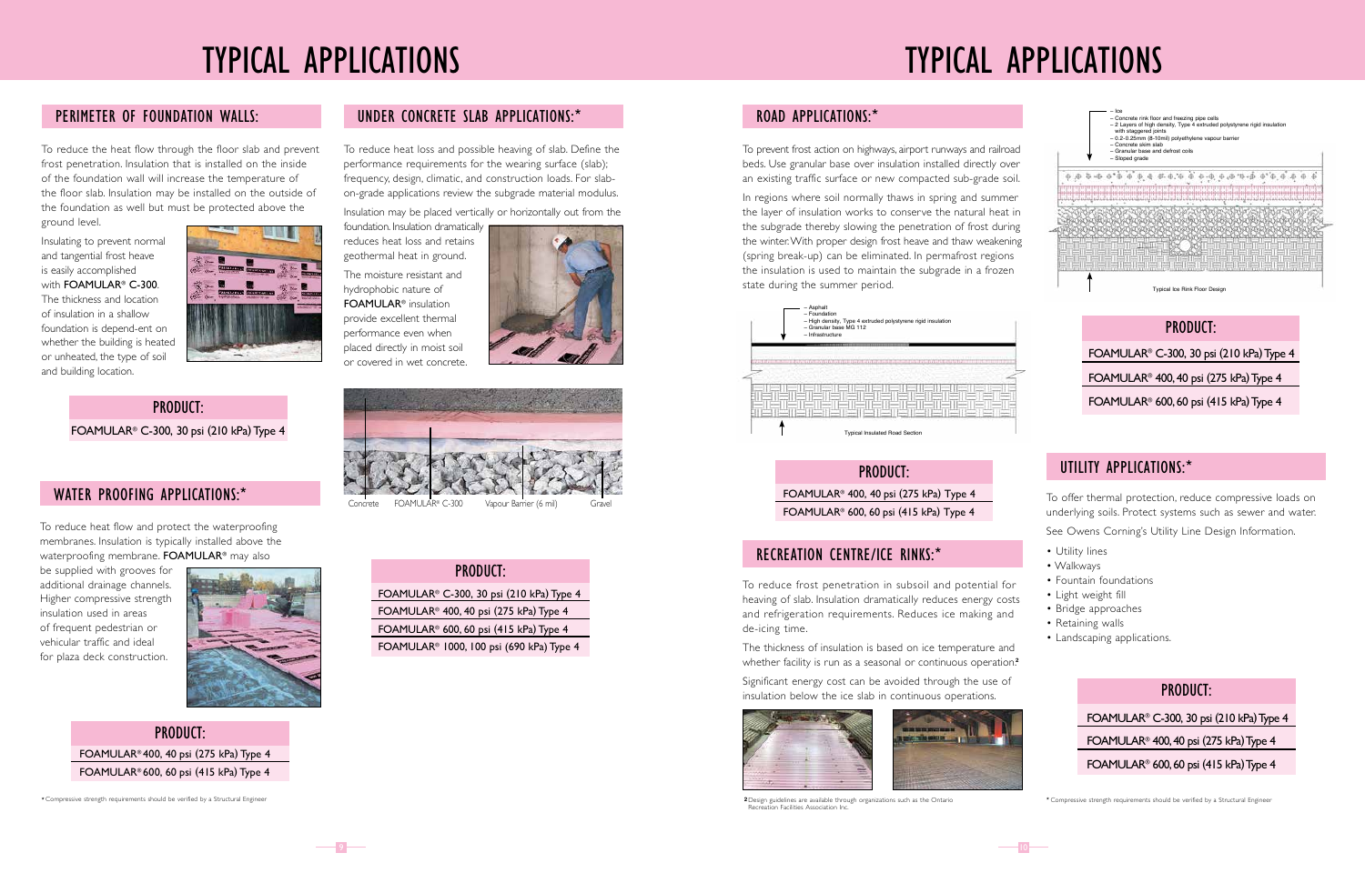# TYPICAL APPLICATIONS

## PERIMETER OF FOUNDATION WALLS:

To reduce the heat flow through the floor slab and prevent frost penetration. Insulation that is installed on the inside of the foundation wall will increase the temperature of the floor slab. Insulation may be installed on the outside of the foundation as well but must be protected above the ground level.

Insulating to prevent normal and tangential frost heave is easily accomplished with **FOAMULAR® C-300**. The thickness and location of insulation in a shallow foundation is depend-ent on whether the building is heated or unheated, the type of soil and building location.

### PRODUCT:

FOAMULAR® C-300, 30 psi (210 kPa) Type 4

## WATER PROOFING APPLICATIONS:*

To reduce heat flow and protect the waterproofing membranes. Insulation is typically installed above the waterproofing membrane. **FOAMULAR®** may also be supplied with grooves for additional drainage channels. Higher compressive strength insulation used in areas of frequent pedestrian or vehicular traffic and ideal for plaza deck construction.

### PRODUCT:

FOAMULAR® 400, 40 psi (275 kPa) Type 4

FOAMULAR® 600, 60 psi (415 kPa) Type 4

## UNDER CONCRETE SLAB APPLICATIONS:*

To reduce heat loss and possible heaving of slab. Define the performance requirements for the wearing surface (slab); frequency, design, climatic, and construction loads. For slab-on-grade applications review the subgrade material modulus.

Insulation may be placed vertically or horizontally out from the foundation. Insulation dramatically reduces heat loss and retains geothermal heat in ground.

The moisture resistant and hydrophobic nature of **FOAMULAR®** insulation provide excellent thermal performance even when placed directly in moist soil or covered in wet concrete.

Concrete FOAMULAR® C-300 Vapour Barrier (6 mil) Gravel

### PRODUCT:

FOAMULAR® C-300, 30 psi (210 kPa) Type 4

FOAMULAR® 400, 40 psi (275 kPa) Type 4

FOAMULAR® 600, 60 psi (415 kPa) Type 4

FOAMULAR® 1000, 100 psi (690 kPa) Type 4

* Compressive strength requirements should be verified by a Structural Engineer

# TYPICAL APPLICATIONS

## ROAD APPLICATIONS:*

To prevent frost action on highways, airport runways and railroad beds. Use granular base over insulation installed directly over an existing traffic surface or new compacted sub-grade soil.

In regions where soil normally thaws in spring and summer the layer of insulation works to conserve the natural heat in the subgrade thereby slowing the penetration of frost during the winter. With proper design frost heave and thaw weakening (spring break-up) can be eliminated. In permafrost regions the insulation is used to maintain the subgrade in a frozen state during the summer period.

– Asphalt
– Foundation
– High density, Type 4 extruded polystyrene rigid insulation
– Granular base MG 112
– Infrastructure

Typical Insulated Road Section

### PRODUCT:

FOAMULAR® 400, 40 psi (275 kPa) Type 4

FOAMULAR® 600, 60 psi (415 kPa) Type 4

## RECREATION CENTRE/ICE RINKS:*

To reduce frost penetration in subsoil and potential for heaving of slab. Insulation dramatically reduces energy costs and refrigeration requirements. Reduces ice making and de-icing time.

The thickness of insulation is based on ice temperature and whether facility is run as a seasonal or continuous operation.[2]

Significant energy cost can be avoided through the use of insulation below the ice slab in continuous operations.

[2] Design guidelines are available through organizations such as the Ontario Recreation Facilities Association Inc.

– Ice
– Concrete rink floor and freezing pipe cells
– 2 Layers of high density, Type 4 extruded polystyrene rigid insulation with staggered joints
– 0.2-0.25mm (8-10mil) polyethylene vapour barrier
– Concrete skim slab
– Granular base and defrost coils
– Sloped grade

Typical Ice Rink Floor Design

### PRODUCT:

FOAMULAR® C-300, 30 psi (210 kPa) Type 4

FOAMULAR® 400, 40 psi (275 kPa) Type 4

FOAMULAR® 600, 60 psi (415 kPa) Type 4

## UTILITY APPLICATIONS:*

To offer thermal protection, reduce compressive loads on underlying soils. Protect systems such as sewer and water.

See Owens Corning's Utility Line Design Information.

- Utility lines
- Walkways
- Fountain foundations
- Light weight fill
- Bridge approaches
- Retaining walls
- Landscaping applications.

### PRODUCT:

FOAMULAR® C-300, 30 psi (210 kPa) Type 4

FOAMULAR® 400, 40 psi (275 kPa) Type 4

FOAMULAR® 600, 60 psi (415 kPa) Type 4

* Compressive strength requirements should be verified by a Structural Engineer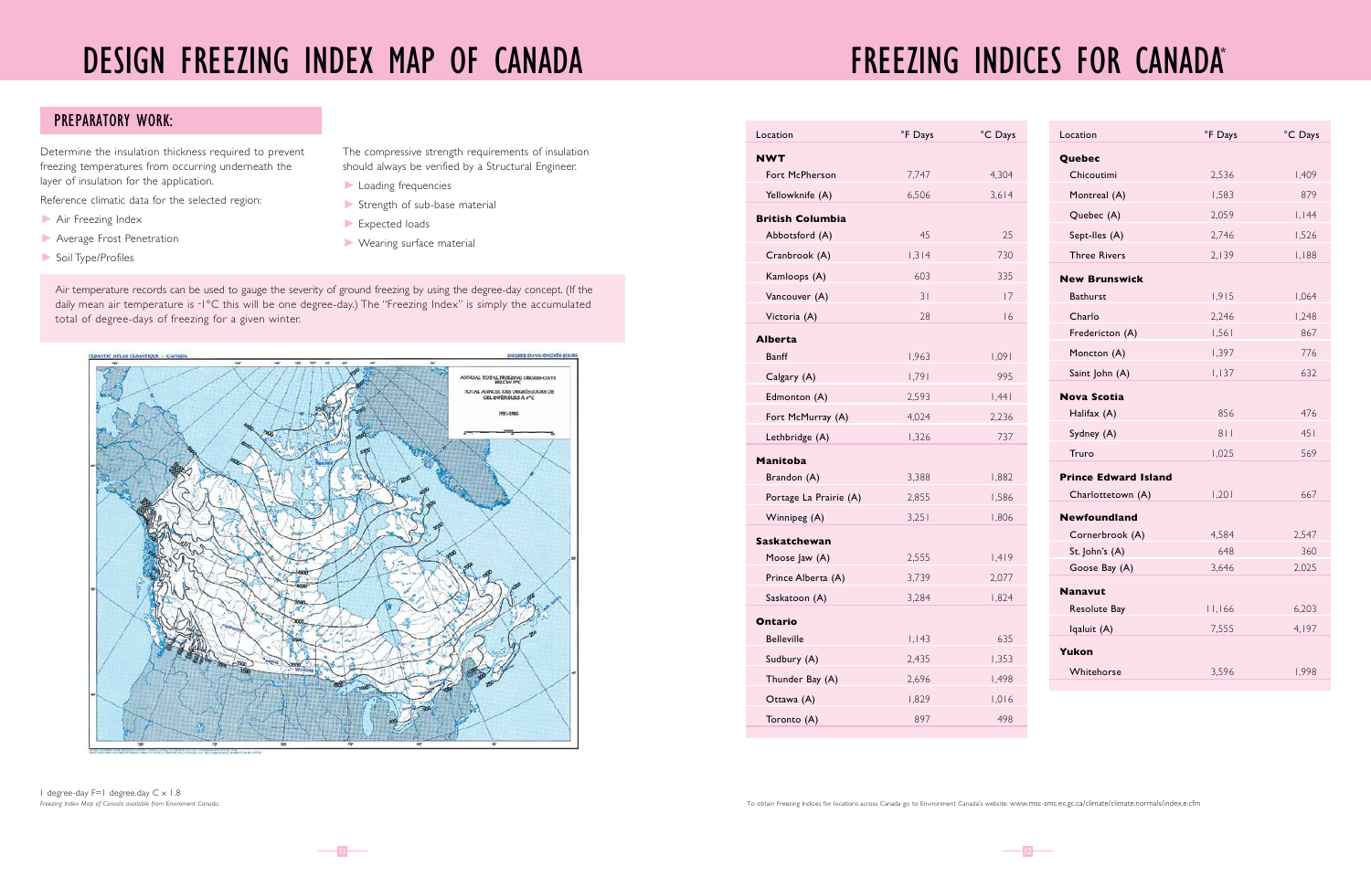# DESIGN FREEZING INDEX MAP OF CANADA

## PREPARATORY WORK:

Determine the insulation thickness required to prevent freezing temperatures from occurring underneath the layer of insulation for the application.

Reference climatic data for the selected region:

- Air Freezing Index
- Average Frost Penetration
- Soil Type/Profiles

The compressive strength requirements of insulation should always be verified by a Structural Engineer.

- Loading frequencies
- Strength of sub-base material
- Expected loads
- Wearing surface material

Air temperature records can be used to gauge the severity of ground freezing by using the degree-day concept. (If the daily mean air temperature is -1°C this will be one degree-day.) The "Freezing Index" is simply the accumulated total of degree-days of freezing for a given winter.

1 degree-day F=1 degree.day C x 1.8

*Freezing Index Map of Canada available from Environment Canada.*

# FREEZING INDICES FOR CANADA*

| Location | °F Days | °C Days |
|---|---|---|
| **NWT** | | |
| Fort McPherson | 7,747 | 4,304 |
| Yellowknife (A) | 6,506 | 3,614 |
| **British Columbia** | | |
| Abbotsford (A) | 45 | 25 |
| Cranbrook (A) | 1,314 | 730 |
| Kamloops (A) | 603 | 335 |
| Vancouver (A) | 31 | 17 |
| Victoria (A) | 28 | 16 |
| **Alberta** | | |
| Banff | 1,963 | 1,091 |
| Calgary (A) | 1,791 | 995 |
| Edmonton (A) | 2,593 | 1,441 |
| Fort McMurray (A) | 4,024 | 2,236 |
| Lethbridge (A) | 1,326 | 737 |
| **Manitoba** | | |
| Brandon (A) | 3,388 | 1,882 |
| Portage La Prairie (A) | 2,855 | 1,586 |
| Winnipeg (A) | 3,251 | 1,806 |
| **Saskatchewan** | | |
| Moose Jaw (A) | 2,555 | 1,419 |
| Prince Alberta (A) | 3,739 | 2,077 |
| Saskatoon (A) | 3,284 | 1,824 |
| **Ontario** | | |
| Belleville | 1,143 | 635 |
| Sudbury (A) | 2,435 | 1,353 |
| Thunder Bay (A) | 2,696 | 1,498 |
| Ottawa (A) | 1,829 | 1,016 |
| Toronto (A) | 897 | 498 |
| **Quebec** | | |
| Chicoutimi | 2,536 | 1,409 |
| Montreal (A) | 1,583 | 879 |
| Quebec (A) | 2,059 | 1,144 |
| Sept-Iles (A) | 2,746 | 1,526 |
| Three Rivers | 2,139 | 1,188 |
| **New Brunswick** | | |
| Bathurst | 1,915 | 1,064 |
| Charlo | 2,246 | 1,248 |
| Fredericton (A) | 1,561 | 867 |
| Moncton (A) | 1,397 | 776 |
| Saint John (A) | 1,137 | 632 |
| **Nova Scotia** | | |
| Halifax (A) | 856 | 476 |
| Sydney (A) | 811 | 451 |
| Truro | 1,025 | 569 |
| **Prince Edward Island** | | |
| Charlottetown (A) | 1,201 | 667 |
| **Newfoundland** | | |
| Cornerbrook (A) | 4,584 | 2,547 |
| St. John's (A) | 648 | 360 |
| Goose Bay (A) | 3,646 | 2,025 |
| **Nanavut** | | |
| Resolute Bay | 11,166 | 6,203 |
| Iqaluit (A) | 7,555 | 4,197 |
| **Yukon** | | |
| Whitehorse | 3,596 | 1,998 |

To obtain Freezing Indices for locations across Canada go to Environment Canada's website: www.msc-smc.ec.gc.ca/climate/climate.normals/index.e.cfm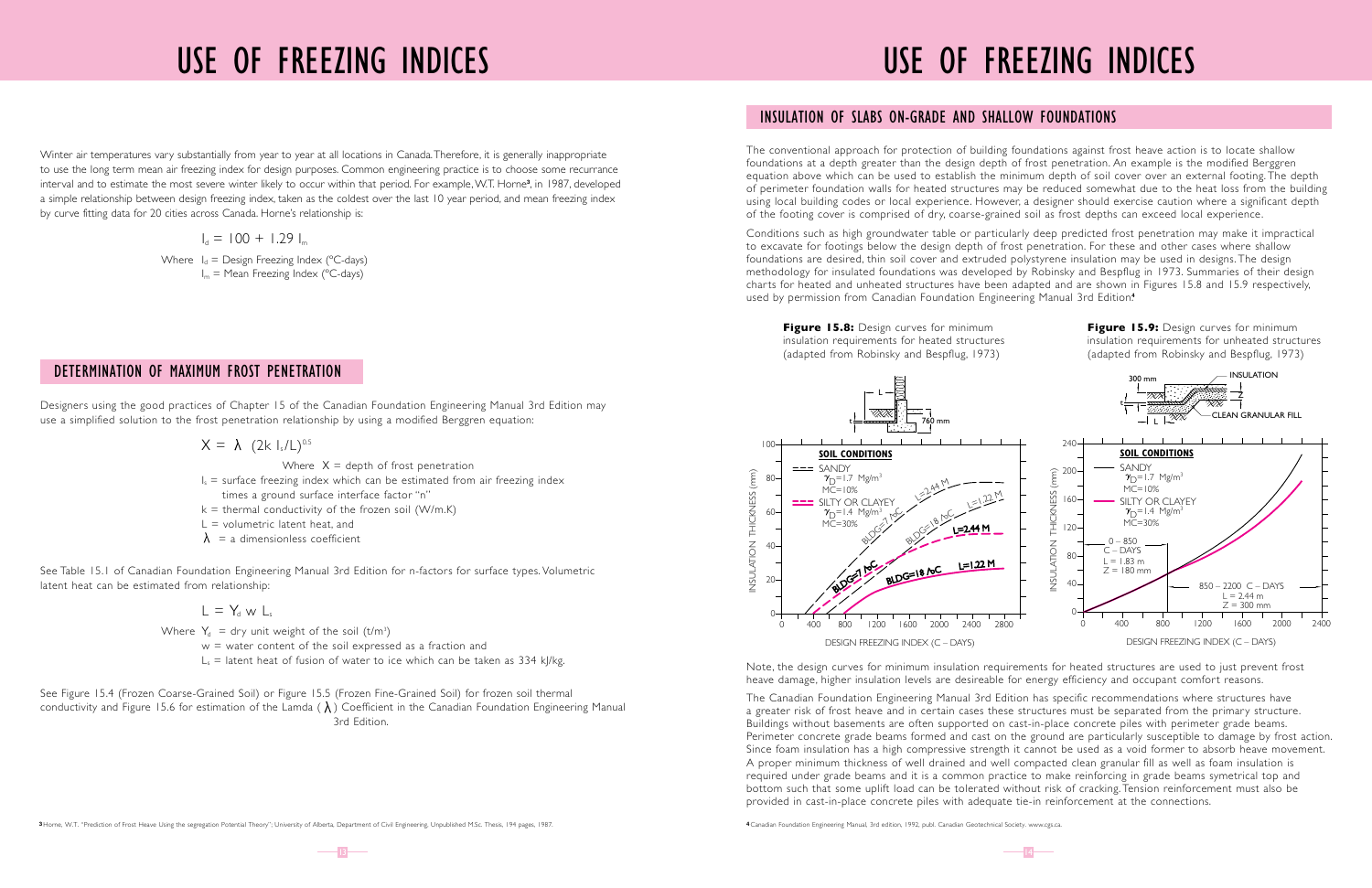# USE OF FREEZING INDICES

Winter air temperatures vary substantially from year to year at all locations in Canada. Therefore, it is generally inappropriate to use the long term mean air freezing index for design purposes. Common engineering practice is to choose some recurrance interval and to estimate the most severe winter likely to occur within that period. For example, W.T. Horne[3], in 1987, developed a simple relationship between design freezing index, taken as the coldest over the last 10 year period, and mean freezing index by curve fitting data for 20 cities across Canada. Horne's relationship is:

$$I_d = 100 + 1.29\ I_m$$

Where $I_d$ = Design Freezing Index (°C-days)
$I_m$ = Mean Freezing Index (°C-days)

## DETERMINATION OF MAXIMUM FROST PENETRATION

Designers using the good practices of Chapter 15 of the Canadian Foundation Engineering Manual 3rd Edition may use a simplified solution to the frost penetration relationship by using a modified Berggren equation:

$$X = \lambda\ (2k\ I_s/L)^{0.5}$$

Where $X$ = depth of frost penetration
$I_s$ = surface freezing index which can be estimated from air freezing index times a ground surface interface factor "n"
$k$ = thermal conductivity of the frozen soil (W/m.K)
$L$ = volumetric latent heat, and
$\lambda$ = a dimensionless coefficient

See Table 15.1 of Canadian Foundation Engineering Manual 3rd Edition for n-factors for surface types. Volumetric latent heat can be estimated from relationship:

$$L = Y_d\ w\ L_s$$

Where $Y_d$ = dry unit weight of the soil (t/m$^3$)
$w$ = water content of the soil expressed as a fraction and
$L_s$ = latent heat of fusion of water to ice which can be taken as 334 kJ/kg.

See Figure 15.4 (Frozen Coarse-Grained Soil) or Figure 15.5 (Frozen Fine-Grained Soil) for frozen soil thermal conductivity and Figure 15.6 for estimation of the Lamda ( $\lambda$ ) Coefficient in the Canadian Foundation Engineering Manual 3rd Edition.

[3] Horne, W.T. "Prediction of Frost Heave Using the segregation Potential Theory"; University of Alberta, Department of Civil Engineering, Unpublished M.Sc. Thesis, 194 pages, 1987.

## INSULATION OF SLABS ON-GRADE AND SHALLOW FOUNDATIONS

The conventional approach for protection of building foundations against frost heave action is to locate shallow foundations at a depth greater than the design depth of frost penetration. An example is the modified Berggren equation above which can be used to establish the minimum depth of soil cover over an external footing. The depth of perimeter foundation walls for heated structures may be reduced somewhat due to the heat loss from the building using local building codes or local experience. However, a designer should exercise caution where a significant depth of the footing cover is comprised of dry, coarse-grained soil as frost depths can exceed local experience.

Conditions such as high groundwater table or particularly deep predicted frost penetration may make it impractical to excavate for footings below the design depth of frost penetration. For these and other cases where shallow foundations are desired, thin soil cover and extruded polystyrene insulation may be used in designs. The design methodology for insulated foundations was developed by Robinsky and Bespflug in 1973. Summaries of their design charts for heated and unheated structures have been adapted and are shown in Figures 15.8 and 15.9 respectively, used by permission from Canadian Foundation Engineering Manual 3rd Edition[4]

**Figure 15.8:** Design curves for minimum insulation requirements for heated structures (adapted from Robinsky and Bespflug, 1973)

L
t
760 mm
SOIL CONDITIONS
SANDY
$\gamma_D$=1.7 Mg/m$^3$
MC=10%
SILTY OR CLAYEY
$\gamma_D$=1.4 Mg/m$^3$
MC=30%
L=2.44 M
L=1.22 M
BLDG=7 A/C
BLDG=18 A/C
L=2.44 M
L=1.22 M
BLDG=7 A/C
BLDG=18 A/C
INSULATION THICKNESS (mm)
0 20 40 60 80 100
0 400 800 1200 1600 2000 2400 2800
DESIGN FREEZING INDEX (C – DAYS)

**Figure 15.9:** Design curves for minimum insulation requirements for unheated structures (adapted from Robinsky and Bespflug, 1973)

300 mm
INSULATION
t
Z
L
CLEAN GRANULAR FILL
SOIL CONDITIONS
SANDY
$\gamma_D$=1.7 Mg/m$^3$
MC=10%
SILTY OR CLAYEY
$\gamma_D$=1.4 Mg/m$^3$
MC=30%
0 – 850
C – DAYS
L = 1.83 m
Z = 180 mm
850 – 2200 C – DAYS
L = 2.44 m
Z = 300 mm
INSULATION THICKNESS (mm)
0 40 80 120 160 200 240
0 400 800 1200 1600 2000 2400
DESIGN FREEZING INDEX (C – DAYS)

Note, the design curves for minimum insulation requirements for heated structures are used to just prevent frost heave damage, higher insulation levels are desireable for energy efficiency and occupant comfort reasons.

The Canadian Foundation Engineering Manual 3rd Edition has specific recommendations where structures have a greater risk of frost heave and in certain cases these structures must be separated from the primary structure. Buildings without basements are often supported on cast-in-place concrete piles with perimeter grade beams. Perimeter concrete grade beams formed and cast on the ground are particularly susceptible to damage by frost action. Since foam insulation has a high compressive strength it cannot be used as a void former to absorb heave movement. A proper minimum thickness of well drained and well compacted clean granular fill as well as foam insulation is required under grade beams and it is a common practice to make reinforcing in grade beams symetrical top and bottom such that some uplift load can be tolerated without risk of cracking. Tension reinforcement must also be provided in cast-in-place concrete piles with adequate tie-in reinforcement at the connections.

[4] Canadian Foundation Engineering Manual, 3rd edition, 1992, publ. Canadian Geotechnical Society. www.cgs.ca.